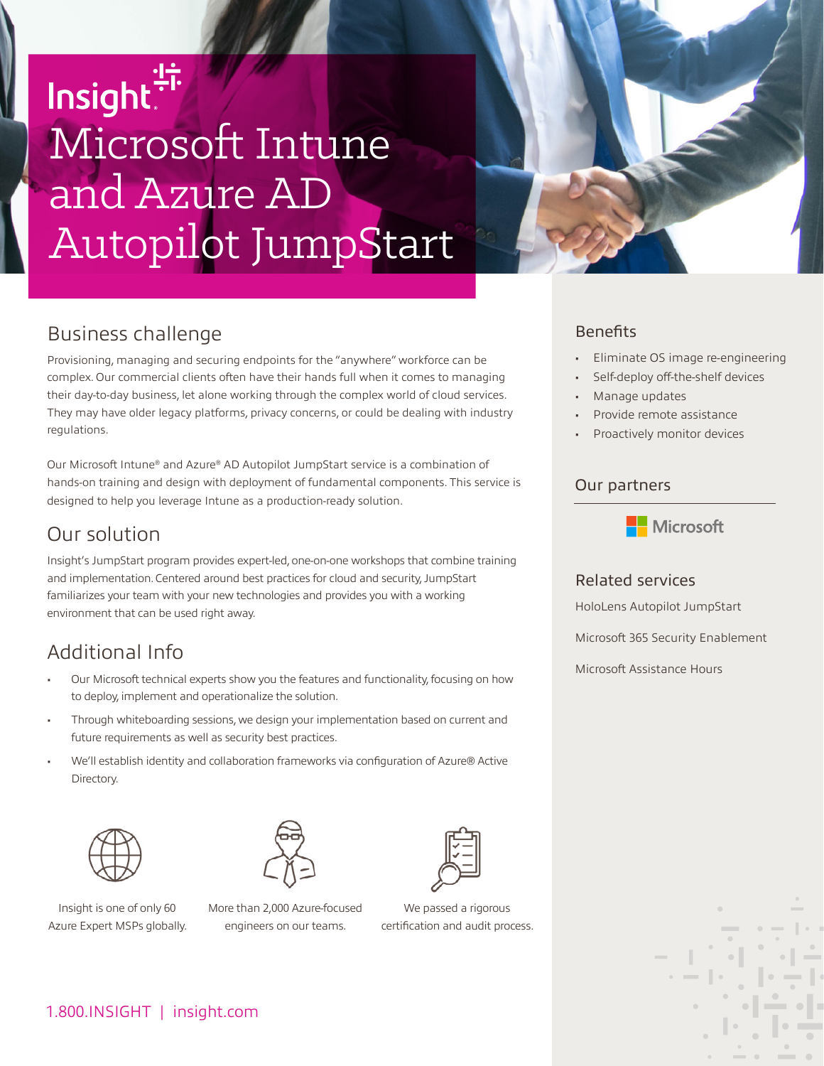Insight

# Microsoft Intune and Azure AD Autopilot JumpStart

## Business challenge

Provisioning, managing and securing endpoints for the "anywhere" workforce can be complex. Our commercial clients often have their hands full when it comes to managing their day-to-day business, let alone working through the complex world of cloud services. They may have older legacy platforms, privacy concerns, or could be dealing with industry regulations.

Our Microsoft Intune® and Azure® AD Autopilot JumpStart service is a combination of hands-on training and design with deployment of fundamental components. This service is designed to help you leverage Intune as a production-ready solution.

## Our solution

Insight's JumpStart program provides expert-led, one-on-one workshops that combine training and implementation. Centered around best practices for cloud and security, JumpStart familiarizes your team with your new technologies and provides you with a working environment that can be used right away.

## Additional Info

- Our Microsoft technical experts show you the features and functionality, focusing on how to deploy, implement and operationalize the solution.
- Through whiteboarding sessions, we design your implementation based on current and future requirements as well as security best practices.
- We'll establish identity and collaboration frameworks via configuration of Azure® Active Directory.

Insight is one of only 60 Azure Expert MSPs globally.

More than 2,000 Azure-focused engineers on our teams.

We passed a rigorous certification and audit process.

1.800.INSIGHT | insight.com

## Benefits

- Eliminate OS image re-engineering
- Self-deploy off-the-shelf devices
- Manage updates
- Provide remote assistance
- Proactively monitor devices

## Our partners

Microsoft

## Related services

HoloLens Autopilot JumpStart

Microsoft 365 Security Enablement

Microsoft Assistance Hours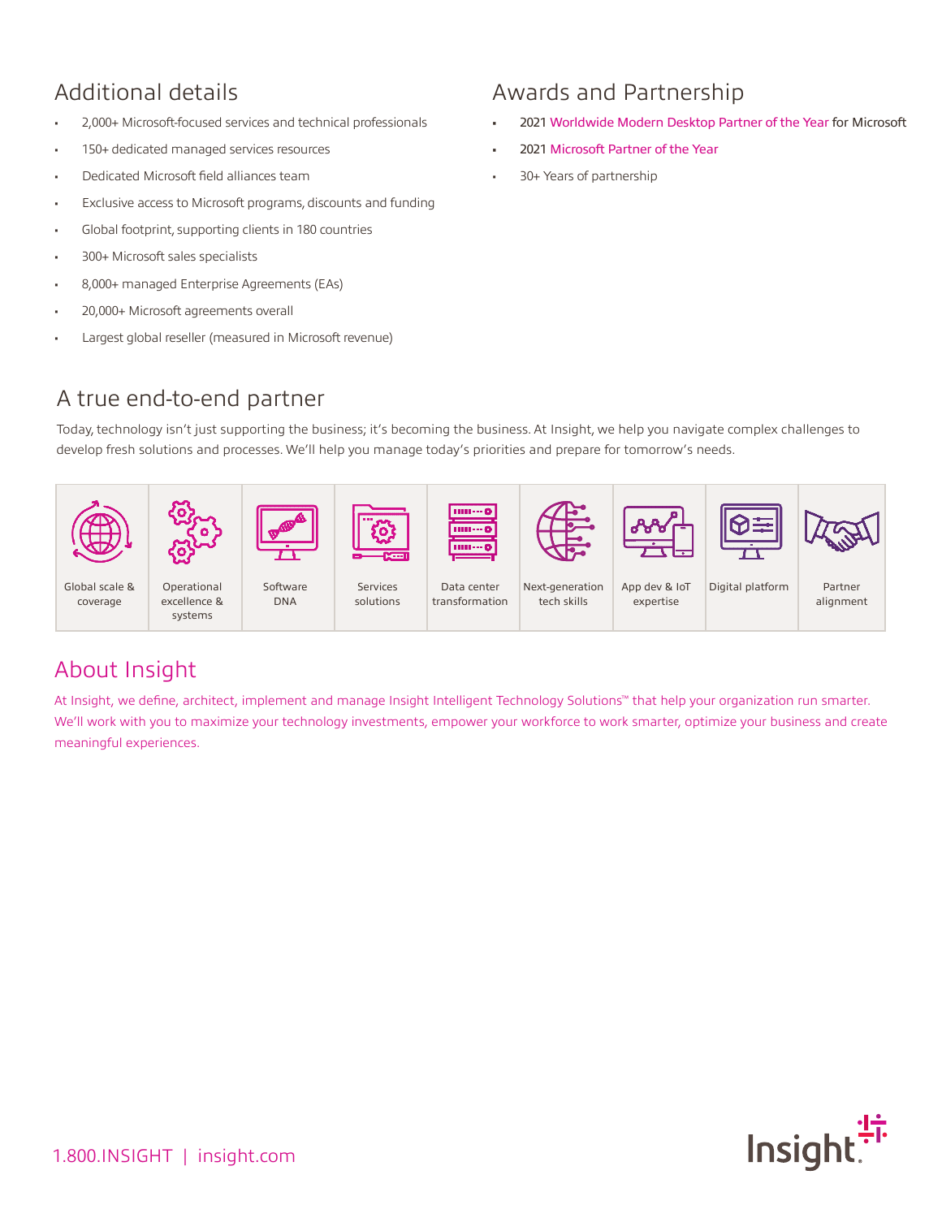## Additional details

- 2,000+ Microsoft-focused services and technical professionals
- 150+ dedicated managed services resources
- Dedicated Microsoft field alliances team
- Exclusive access to Microsoft programs, discounts and funding
- Global footprint, supporting clients in 180 countries
- 300+ Microsoft sales specialists
- 8,000+ managed Enterprise Agreements (EAs)
- 20,000+ Microsoft agreements overall
- Largest global reseller (measured in Microsoft revenue)

## Awards and Partnership

- 2021 Worldwide Modern Desktop Partner of the Year for Microsoft
- 2021 Microsoft Partner of the Year
- 30+ Years of partnership

## A true end-to-end partner

Today, technology isn't just supporting the business; it's becoming the business. At Insight, we help you navigate complex challenges to develop fresh solutions and processes. We'll help you manage today's priorities and prepare for tomorrow's needs.

| | | | | | | | | |
|---|---|---|---|---|---|---|---|---|
| Global scale & coverage | Operational excellence & systems | Software DNA | Services solutions | Data center transformation | Next-generation tech skills | App dev & IoT expertise | Digital platform | Partner alignment |

## About Insight

At Insight, we define, architect, implement and manage Insight Intelligent Technology Solutions™ that help your organization run smarter. We'll work with you to maximize your technology investments, empower your workforce to work smarter, optimize your business and create meaningful experiences.

1.800.INSIGHT | insight.com

Insight